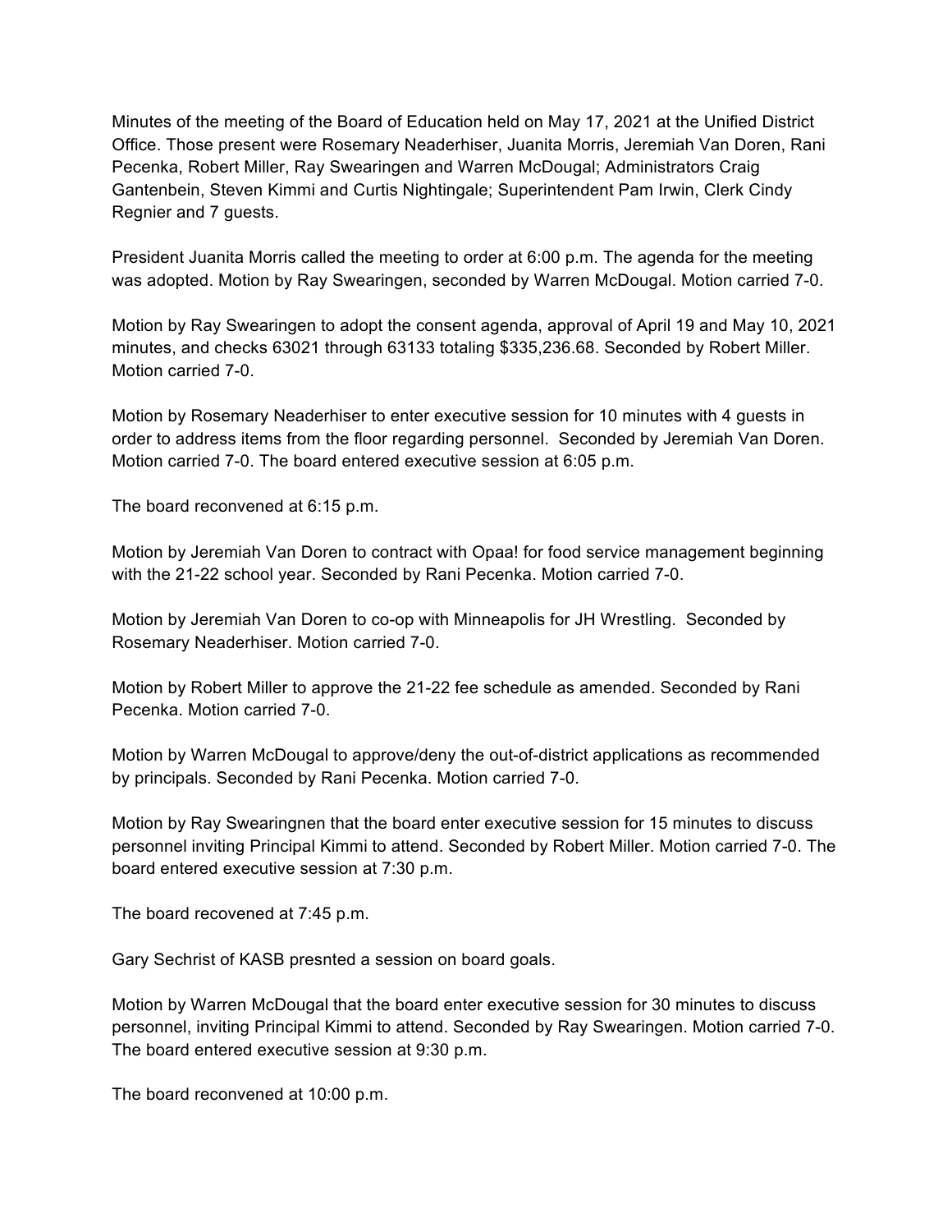Minutes of the meeting of the Board of Education held on May 17, 2021 at the Unified District Office. Those present were Rosemary Neaderhiser, Juanita Morris, Jeremiah Van Doren, Rani Pecenka, Robert Miller, Ray Swearingen and Warren McDougal; Administrators Craig Gantenbein, Steven Kimmi and Curtis Nightingale; Superintendent Pam Irwin, Clerk Cindy Regnier and 7 guests.

President Juanita Morris called the meeting to order at 6:00 p.m. The agenda for the meeting was adopted. Motion by Ray Swearingen, seconded by Warren McDougal. Motion carried 7-0.

Motion by Ray Swearingen to adopt the consent agenda, approval of April 19 and May 10, 2021 minutes, and checks 63021 through 63133 totaling $335,236.68. Seconded by Robert Miller. Motion carried 7-0.

Motion by Rosemary Neaderhiser to enter executive session for 10 minutes with 4 guests in order to address items from the floor regarding personnel. Seconded by Jeremiah Van Doren. Motion carried 7-0. The board entered executive session at 6:05 p.m.

The board reconvened at 6:15 p.m.

Motion by Jeremiah Van Doren to contract with Opaa! for food service management beginning with the 21-22 school year. Seconded by Rani Pecenka. Motion carried 7-0.

Motion by Jeremiah Van Doren to co-op with Minneapolis for JH Wrestling. Seconded by Rosemary Neaderhiser. Motion carried 7-0.

Motion by Robert Miller to approve the 21-22 fee schedule as amended. Seconded by Rani Pecenka. Motion carried 7-0.

Motion by Warren McDougal to approve/deny the out-of-district applications as recommended by principals. Seconded by Rani Pecenka. Motion carried 7-0.

Motion by Ray Swearingnen that the board enter executive session for 15 minutes to discuss personnel inviting Principal Kimmi to attend. Seconded by Robert Miller. Motion carried 7-0. The board entered executive session at 7:30 p.m.

The board recovened at 7:45 p.m.

Gary Sechrist of KASB presnted a session on board goals.

Motion by Warren McDougal that the board enter executive session for 30 minutes to discuss personnel, inviting Principal Kimmi to attend. Seconded by Ray Swearingen. Motion carried 7-0. The board entered executive session at 9:30 p.m.

The board reconvened at 10:00 p.m.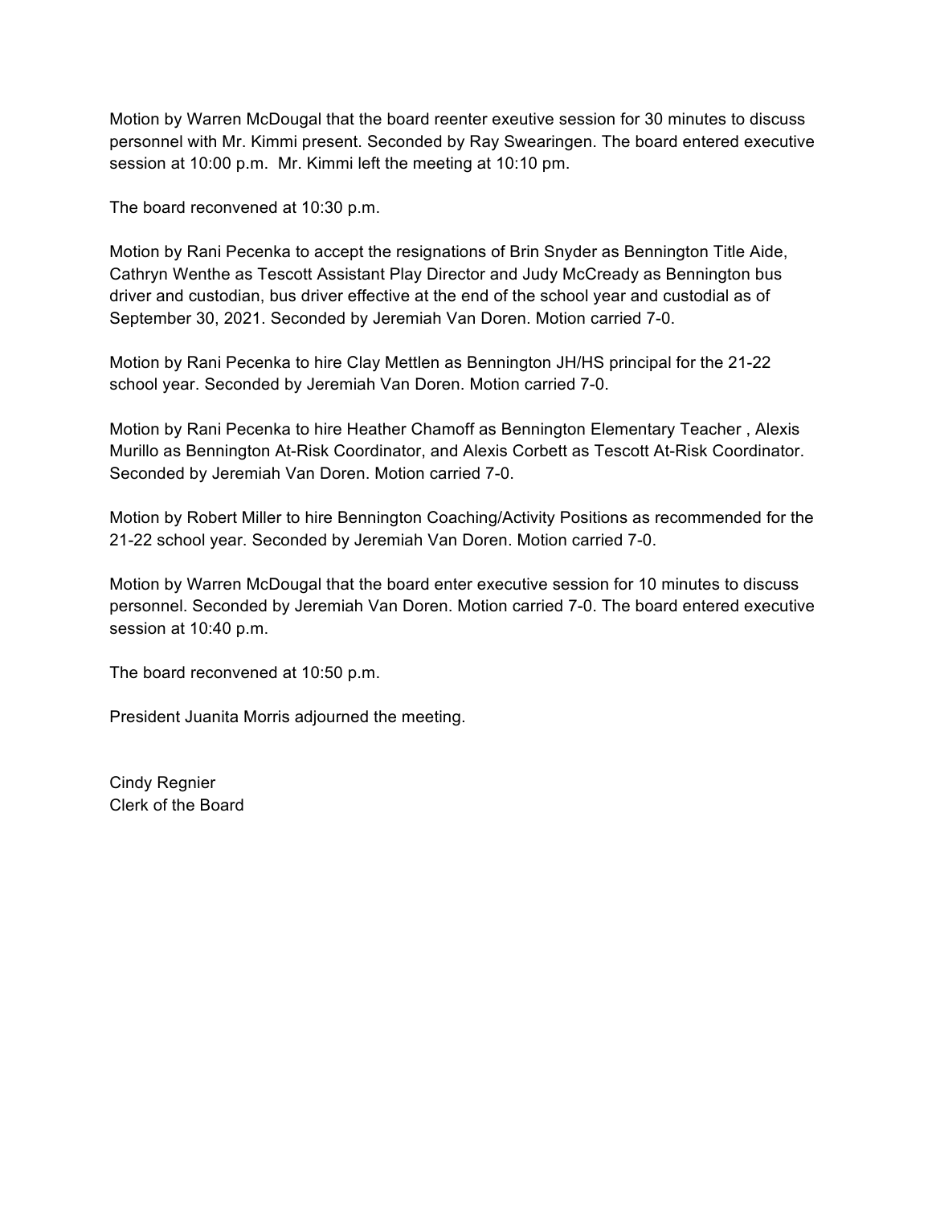Motion by Warren McDougal that the board reenter exeutive session for 30 minutes to discuss personnel with Mr. Kimmi present. Seconded by Ray Swearingen. The board entered executive session at 10:00 p.m. Mr. Kimmi left the meeting at 10:10 pm.

The board reconvened at 10:30 p.m.

Motion by Rani Pecenka to accept the resignations of Brin Snyder as Bennington Title Aide, Cathryn Wenthe as Tescott Assistant Play Director and Judy McCready as Bennington bus driver and custodian, bus driver effective at the end of the school year and custodial as of September 30, 2021. Seconded by Jeremiah Van Doren. Motion carried 7-0.

Motion by Rani Pecenka to hire Clay Mettlen as Bennington JH/HS principal for the 21-22 school year. Seconded by Jeremiah Van Doren. Motion carried 7-0.

Motion by Rani Pecenka to hire Heather Chamoff as Bennington Elementary Teacher , Alexis Murillo as Bennington At-Risk Coordinator, and Alexis Corbett as Tescott At-Risk Coordinator. Seconded by Jeremiah Van Doren. Motion carried 7-0.

Motion by Robert Miller to hire Bennington Coaching/Activity Positions as recommended for the 21-22 school year. Seconded by Jeremiah Van Doren. Motion carried 7-0.

Motion by Warren McDougal that the board enter executive session for 10 minutes to discuss personnel. Seconded by Jeremiah Van Doren. Motion carried 7-0. The board entered executive session at 10:40 p.m.

The board reconvened at 10:50 p.m.

President Juanita Morris adjourned the meeting.

Cindy Regnier
Clerk of the Board